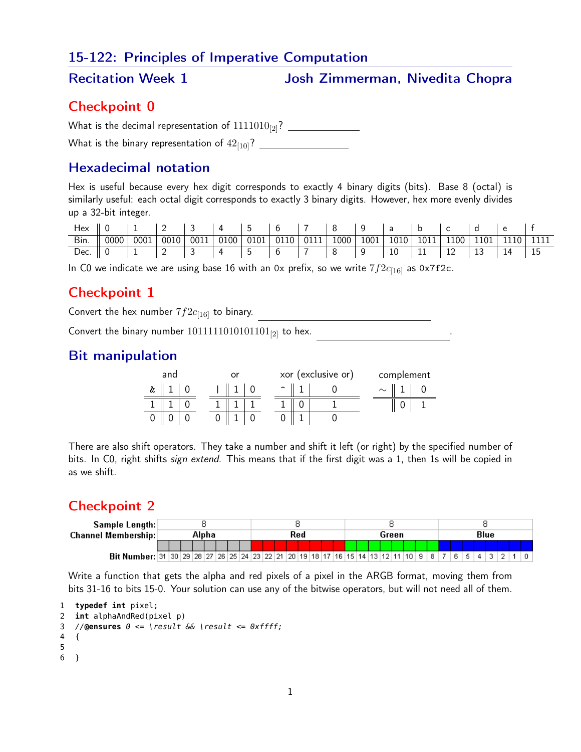# 15-122: Principles of Imperative Computation

## Recitation Week 1 — Josh Zimmerman, Nivedita Chopra

## Checkpoint 0

What is the decimal representation of $1111010_{[2]}$? \_\_\_\_\_\_\_\_\_\_\_\_

What is the binary representation of $42_{[10]}$? \_\_\_\_\_\_\_\_\_\_\_\_

## Hexadecimal notation

Hex is useful because every hex digit corresponds to exactly 4 binary digits (bits). Base 8 (octal) is similarly useful: each octal digit corresponds to exactly 3 binary digits. However, hex more evenly divides up a 32-bit integer.

| Hex | 0 | 1 | 2 | 3 | 4 | 5 | 6 | 7 | 8 | 9 | a | b | c | d | e | f |
|---|---|---|---|---|---|---|---|---|---|---|---|---|---|---|---|---|
| Bin. | 0000 | 0001 | 0010 | 0011 | 0100 | 0101 | 0110 | 0111 | 1000 | 1001 | 1010 | 1011 | 1100 | 1101 | 1110 | 1111 |
| Dec. | 0 | 1 | 2 | 3 | 4 | 5 | 6 | 7 | 8 | 9 | 10 | 11 | 12 | 13 | 14 | 15 |

In C0 we indicate we are using base 16 with an `0x` prefix, so we write $7f2c_{[16]}$ as `0x7f2c`.

## Checkpoint 1

Convert the hex number $7f2c_{[16]}$ to binary. \_\_\_\_\_\_\_\_\_\_\_\_

Convert the binary number $1011111010101101_{[2]}$ to hex. \_\_\_\_\_\_\_\_\_\_\_\_.

## Bit manipulation

and

| & | 1 | 0 |
|---|---|---|
| 1 | 1 | 0 |
| 0 | 0 | 0 |

or

| \| | 1 | 0 |
|---|---|---|
| 1 | 1 | 1 |
| 0 | 1 | 0 |

xor (exclusive or)

| ^ | 1 | 0 |
|---|---|---|
| 1 | 0 | 1 |
| 0 | 1 | 0 |

complement

| ~ | 1 | 0 |
|---|---|---|
| | 0 | 1 |

There are also shift operators. They take a number and shift it left (or right) by the specified number of bits. In C0, right shifts *sign extend*. This means that if the first digit was a 1, then 1s will be copied in as we shift.

## Checkpoint 2

| Sample Length: | 8 | | | | | | | | 8 | | | | | | | | 8 | | | | | | | | 8 | | | | | | | |
|---|---|---|---|---|---|---|---|---|---|---|---|---|---|---|---|---|---|---|---|---|---|---|---|---|---|---|---|---|---|---|---|---|
| Channel Membership: | Alpha | | | | | | | | Red | | | | | | | | Green | | | | | | | | Blue | | | | | | | |
| Bit Number: | 31 | 30 | 29 | 28 | 27 | 26 | 25 | 24 | 23 | 22 | 21 | 20 | 19 | 18 | 17 | 16 | 15 | 14 | 13 | 12 | 11 | 10 | 9 | 8 | 7 | 6 | 5 | 4 | 3 | 2 | 1 | 0 |

Write a function that gets the alpha and red pixels of a pixel in the ARGB format, moving them from bits 31-16 to bits 15-0. Your solution can use any of the bitwise operators, but will not need all of them.

```
1  typedef int pixel;
2  int alphaAndRed(pixel p)
3  //@ensures 0 <= \result && \result <= 0xffff;
4  {
5
6  }
```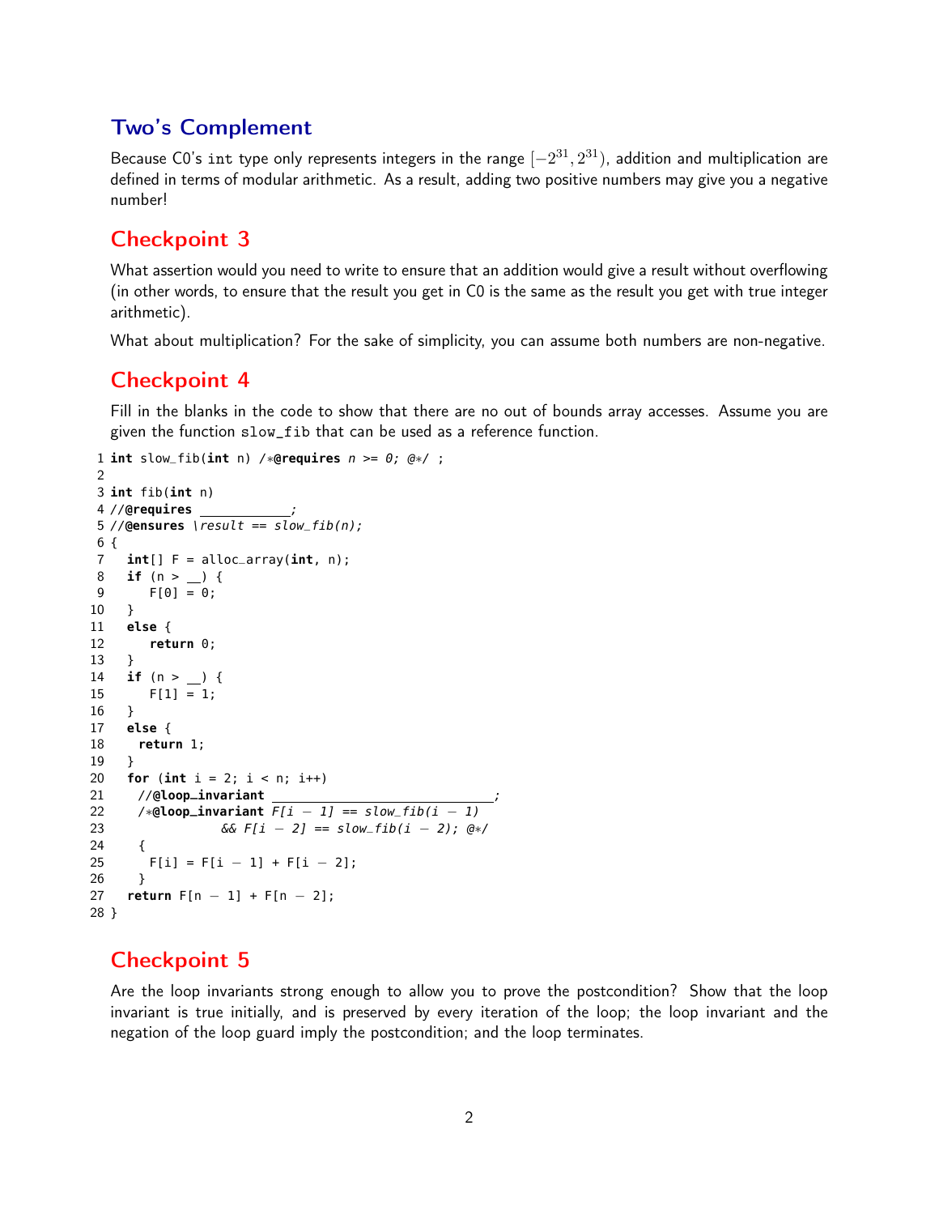## Two's Complement

Because C0's `int` type only represents integers in the range $[-2^{31}, 2^{31})$, addition and multiplication are defined in terms of modular arithmetic. As a result, adding two positive numbers may give you a negative number!

## Checkpoint 3

What assertion would you need to write to ensure that an addition would give a result without overflowing (in other words, to ensure that the result you get in C0 is the same as the result you get with true integer arithmetic).

What about multiplication? For the sake of simplicity, you can assume both numbers are non-negative.

## Checkpoint 4

Fill in the blanks in the code to show that there are no out of bounds array accesses. Assume you are given the function `slow_fib` that can be used as a reference function.

```
 1 int slow_fib(int n) /*@requires n >= 0; @*/ ;
 2
 3 int fib(int n)
 4 //@requires ___________;
 5 //@ensures \result == slow_fib(n);
 6 {
 7   int[] F = alloc_array(int, n);
 8   if (n > __) {
 9      F[0] = 0;
10   }
11   else {
12      return 0;
13   }
14   if (n > __) {
15      F[1] = 1;
16   }
17   else {
18     return 1;
19   }
20   for (int i = 2; i < n; i++)
21     //@loop_invariant _________________________;
22     /*@loop_invariant F[i - 1] == slow_fib(i - 1)
23               && F[i - 2] == slow_fib(i - 2); @*/
24     {
25       F[i] = F[i - 1] + F[i - 2];
26     }
27   return F[n - 1] + F[n - 2];
28 }
```

## Checkpoint 5

Are the loop invariants strong enough to allow you to prove the postcondition? Show that the loop invariant is true initially, and is preserved by every iteration of the loop; the loop invariant and the negation of the loop guard imply the postcondition; and the loop terminates.